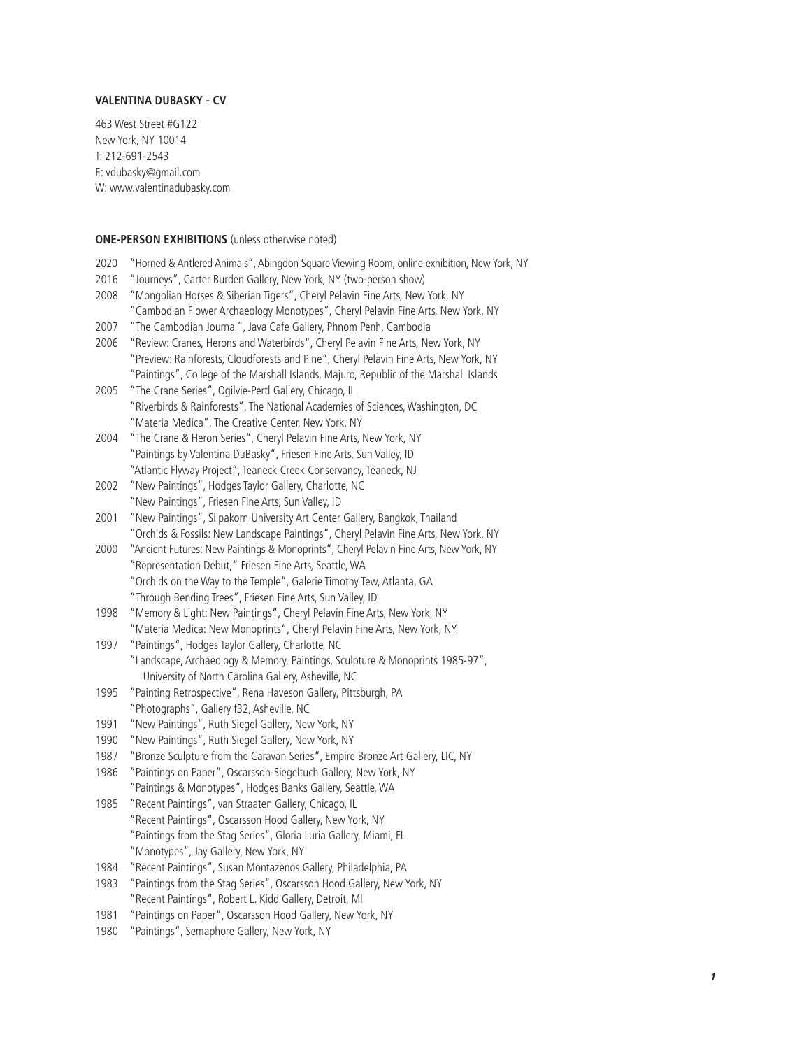**VALENTINA DUBASKY - CV**

463 West Street #G122
New York, NY 10014
T: 212-691-2543
E: vdubasky@gmail.com
W: www.valentinadubasky.com

**ONE-PERSON EXHIBITIONS** (unless otherwise noted)

2020 "Horned & Antlered Animals", Abingdon Square Viewing Room, online exhibition, New York, NY
2016 "Journeys", Carter Burden Gallery, New York, NY (two-person show)
2008 "Mongolian Horses & Siberian Tigers", Cheryl Pelavin Fine Arts, New York, NY
"Cambodian Flower Archaeology Monotypes", Cheryl Pelavin Fine Arts, New York, NY
2007 "The Cambodian Journal", Java Cafe Gallery, Phnom Penh, Cambodia
2006 "Review: Cranes, Herons and Waterbirds", Cheryl Pelavin Fine Arts, New York, NY
"Preview: Rainforests, Cloudforests and Pine", Cheryl Pelavin Fine Arts, New York, NY
"Paintings", College of the Marshall Islands, Majuro, Republic of the Marshall Islands
2005 "The Crane Series", Ogilvie-Pertl Gallery, Chicago, IL
"Riverbirds & Rainforests", The National Academies of Sciences, Washington, DC
"Materia Medica", The Creative Center, New York, NY
2004 "The Crane & Heron Series", Cheryl Pelavin Fine Arts, New York, NY
"Paintings by Valentina DuBasky", Friesen Fine Arts, Sun Valley, ID
"Atlantic Flyway Project", Teaneck Creek Conservancy, Teaneck, NJ
2002 "New Paintings", Hodges Taylor Gallery, Charlotte, NC
"New Paintings", Friesen Fine Arts, Sun Valley, ID
2001 "New Paintings", Silpakorn University Art Center Gallery, Bangkok, Thailand
"Orchids & Fossils: New Landscape Paintings", Cheryl Pelavin Fine Arts, New York, NY
2000 "Ancient Futures: New Paintings & Monoprints", Cheryl Pelavin Fine Arts, New York, NY
"Representation Debut," Friesen Fine Arts, Seattle, WA
"Orchids on the Way to the Temple", Galerie Timothy Tew, Atlanta, GA
"Through Bending Trees", Friesen Fine Arts, Sun Valley, ID
1998 "Memory & Light: New Paintings", Cheryl Pelavin Fine Arts, New York, NY
"Materia Medica: New Monoprints", Cheryl Pelavin Fine Arts, New York, NY
1997 "Paintings", Hodges Taylor Gallery, Charlotte, NC
"Landscape, Archaeology & Memory, Paintings, Sculpture & Monoprints 1985-97",
University of North Carolina Gallery, Asheville, NC
1995 "Painting Retrospective", Rena Haveson Gallery, Pittsburgh, PA
"Photographs", Gallery f32, Asheville, NC
1991 "New Paintings", Ruth Siegel Gallery, New York, NY
1990 "New Paintings", Ruth Siegel Gallery, New York, NY
1987 "Bronze Sculpture from the Caravan Series", Empire Bronze Art Gallery, LIC, NY
1986 "Paintings on Paper", Oscarsson-Siegeltuch Gallery, New York, NY
"Paintings & Monotypes", Hodges Banks Gallery, Seattle, WA
1985 "Recent Paintings", van Straaten Gallery, Chicago, IL
"Recent Paintings", Oscarsson Hood Gallery, New York, NY
"Paintings from the Stag Series", Gloria Luria Gallery, Miami, FL
"Monotypes", Jay Gallery, New York, NY
1984 "Recent Paintings", Susan Montazenos Gallery, Philadelphia, PA
1983 "Paintings from the Stag Series", Oscarsson Hood Gallery, New York, NY
"Recent Paintings", Robert L. Kidd Gallery, Detroit, MI
1981 "Paintings on Paper", Oscarsson Hood Gallery, New York, NY
1980 "Paintings", Semaphore Gallery, New York, NY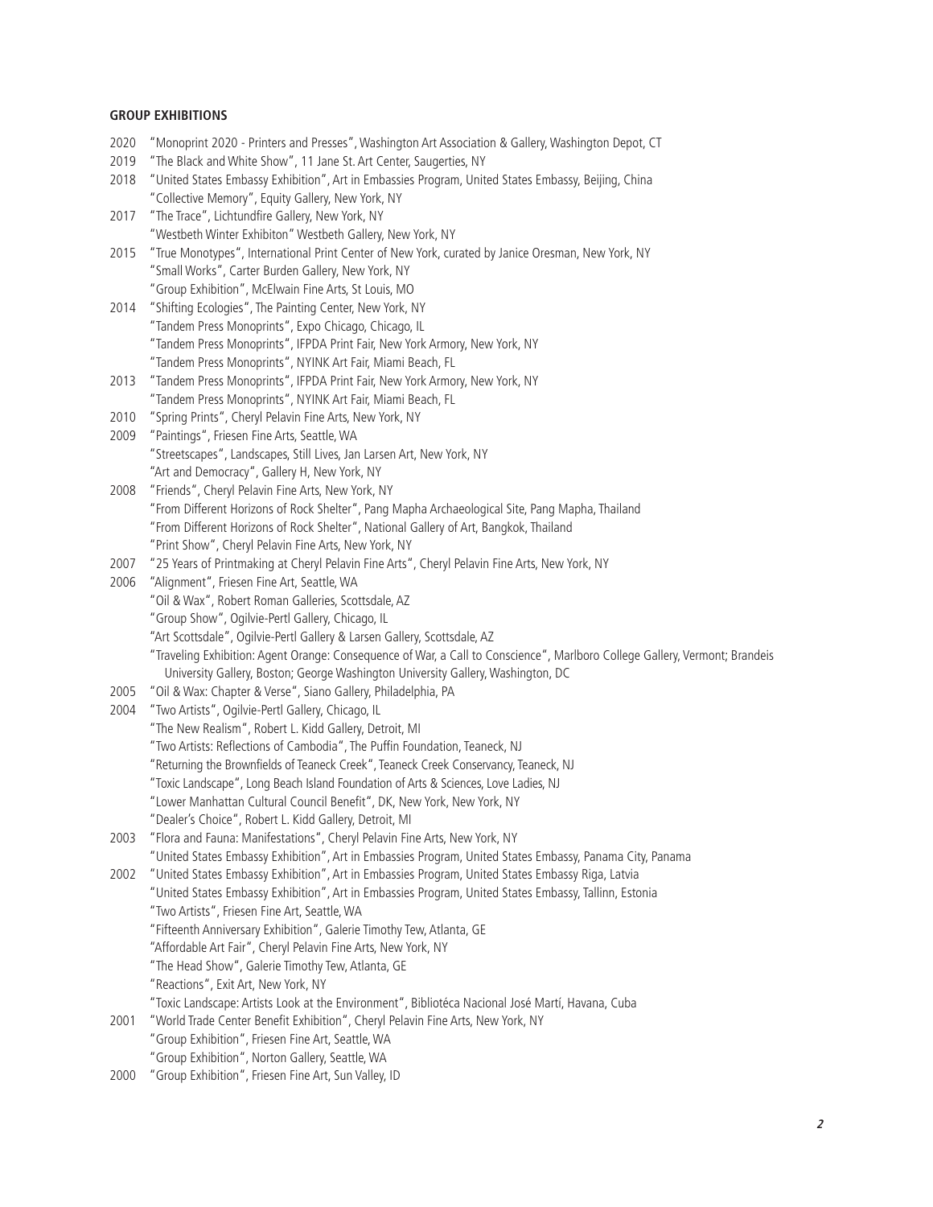## GROUP EXHIBITIONS

2020 "Monoprint 2020 - Printers and Presses", Washington Art Association & Gallery, Washington Depot, CT

2019 "The Black and White Show", 11 Jane St. Art Center, Saugerties, NY

2018 "United States Embassy Exhibition", Art in Embassies Program, United States Embassy, Beijing, China
"Collective Memory", Equity Gallery, New York, NY

2017 "The Trace", Lichtundfire Gallery, New York, NY
"Westbeth Winter Exhibiton" Westbeth Gallery, New York, NY

2015 "True Monotypes", International Print Center of New York, curated by Janice Oresman, New York, NY
"Small Works", Carter Burden Gallery, New York, NY
"Group Exhibition", McElwain Fine Arts, St Louis, MO

2014 "Shifting Ecologies", The Painting Center, New York, NY
"Tandem Press Monoprints", Expo Chicago, Chicago, IL
"Tandem Press Monoprints", IFPDA Print Fair, New York Armory, New York, NY
"Tandem Press Monoprints", NYINK Art Fair, Miami Beach, FL

2013 "Tandem Press Monoprints", IFPDA Print Fair, New York Armory, New York, NY
"Tandem Press Monoprints", NYINK Art Fair, Miami Beach, FL

2010 "Spring Prints", Cheryl Pelavin Fine Arts, New York, NY

2009 "Paintings", Friesen Fine Arts, Seattle, WA
"Streetscapes", Landscapes, Still Lives, Jan Larsen Art, New York, NY
"Art and Democracy", Gallery H, New York, NY

2008 "Friends", Cheryl Pelavin Fine Arts, New York, NY
"From Different Horizons of Rock Shelter", Pang Mapha Archaeological Site, Pang Mapha, Thailand
"From Different Horizons of Rock Shelter", National Gallery of Art, Bangkok, Thailand
"Print Show", Cheryl Pelavin Fine Arts, New York, NY

2007 "25 Years of Printmaking at Cheryl Pelavin Fine Arts", Cheryl Pelavin Fine Arts, New York, NY

2006 "Alignment", Friesen Fine Art, Seattle, WA
"Oil & Wax", Robert Roman Galleries, Scottsdale, AZ
"Group Show", Ogilvie-Pertl Gallery, Chicago, IL
"Art Scottsdale", Ogilvie-Pertl Gallery & Larsen Gallery, Scottsdale, AZ
"Traveling Exhibition: Agent Orange: Consequence of War, a Call to Conscience", Marlboro College Gallery, Vermont; Brandeis University Gallery, Boston; George Washington University Gallery, Washington, DC

2005 "Oil & Wax: Chapter & Verse", Siano Gallery, Philadelphia, PA

2004 "Two Artists", Ogilvie-Pertl Gallery, Chicago, IL
"The New Realism", Robert L. Kidd Gallery, Detroit, MI
"Two Artists: Reflections of Cambodia", The Puffin Foundation, Teaneck, NJ
"Returning the Brownfields of Teaneck Creek", Teaneck Creek Conservancy, Teaneck, NJ
"Toxic Landscape", Long Beach Island Foundation of Arts & Sciences, Love Ladies, NJ
"Lower Manhattan Cultural Council Benefit", DK, New York, New York, NY
"Dealer's Choice", Robert L. Kidd Gallery, Detroit, MI

2003 "Flora and Fauna: Manifestations", Cheryl Pelavin Fine Arts, New York, NY
"United States Embassy Exhibition", Art in Embassies Program, United States Embassy, Panama City, Panama

2002 "United States Embassy Exhibition", Art in Embassies Program, United States Embassy Riga, Latvia
"United States Embassy Exhibition", Art in Embassies Program, United States Embassy, Tallinn, Estonia
"Two Artists", Friesen Fine Art, Seattle, WA
"Fifteenth Anniversary Exhibition", Galerie Timothy Tew, Atlanta, GE
"Affordable Art Fair", Cheryl Pelavin Fine Arts, New York, NY
"The Head Show", Galerie Timothy Tew, Atlanta, GE
"Reactions", Exit Art, New York, NY
"Toxic Landscape: Artists Look at the Environment", Bibliotéca Nacional José Martí, Havana, Cuba

2001 "World Trade Center Benefit Exhibition", Cheryl Pelavin Fine Arts, New York, NY
"Group Exhibition", Friesen Fine Art, Seattle, WA
"Group Exhibition", Norton Gallery, Seattle, WA

2000 "Group Exhibition", Friesen Fine Art, Sun Valley, ID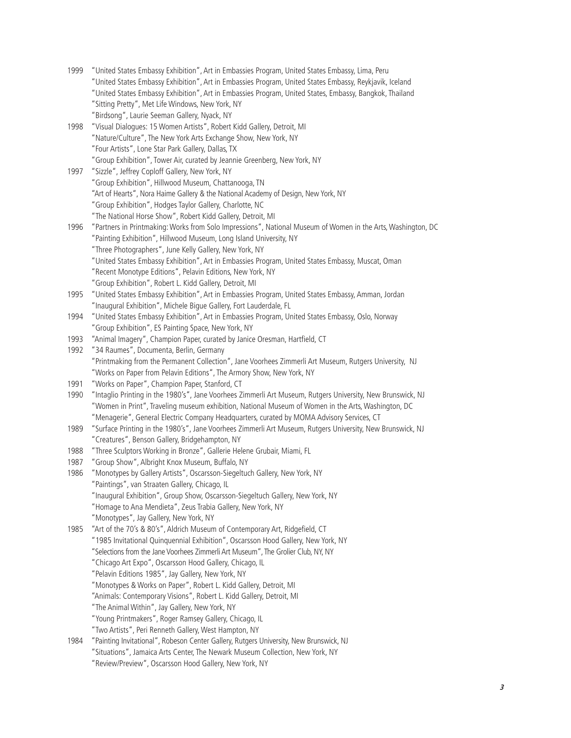1999 "United States Embassy Exhibition", Art in Embassies Program, United States Embassy, Lima, Peru
"United States Embassy Exhibition", Art in Embassies Program, United States Embassy, Reykjavik, Iceland
"United States Embassy Exhibition", Art in Embassies Program, United States, Embassy, Bangkok, Thailand
"Sitting Pretty", Met Life Windows, New York, NY
"Birdsong", Laurie Seeman Gallery, Nyack, NY

1998 "Visual Dialogues: 15 Women Artists", Robert Kidd Gallery, Detroit, MI
"Nature/Culture", The New York Arts Exchange Show, New York, NY
"Four Artists", Lone Star Park Gallery, Dallas, TX
"Group Exhibition", Tower Air, curated by Jeannie Greenberg, New York, NY

1997 "Sizzle", Jeffrey Coploff Gallery, New York, NY
"Group Exhibition", Hillwood Museum, Chattanooga, TN
"Art of Hearts", Nora Haime Gallery & the National Academy of Design, New York, NY
"Group Exhibition", Hodges Taylor Gallery, Charlotte, NC
"The National Horse Show", Robert Kidd Gallery, Detroit, MI

1996 "Partners in Printmaking: Works from Solo Impressions", National Museum of Women in the Arts, Washington, DC
"Painting Exhibition", Hillwood Museum, Long Island University, NY
"Three Photographers", June Kelly Gallery, New York, NY
"United States Embassy Exhibition", Art in Embassies Program, United States Embassy, Muscat, Oman
"Recent Monotype Editions", Pelavin Editions, New York, NY
"Group Exhibition", Robert L. Kidd Gallery, Detroit, MI

1995 "United States Embassy Exhibition", Art in Embassies Program, United States Embassy, Amman, Jordan
"Inaugural Exhibition", Michele Bigue Gallery, Fort Lauderdale, FL

1994 "United States Embassy Exhibition", Art in Embassies Program, United States Embassy, Oslo, Norway
"Group Exhibition", ES Painting Space, New York, NY

1993 "Animal Imagery", Champion Paper, curated by Janice Oresman, Hartfield, CT

1992 "34 Raumes", Documenta, Berlin, Germany
"Printmaking from the Permanent Collection", Jane Voorhees Zimmerli Art Museum, Rutgers University, NJ
"Works on Paper from Pelavin Editions", The Armory Show, New York, NY

1991 "Works on Paper", Champion Paper, Stanford, CT

1990 "Intaglio Printing in the 1980's", Jane Voorhees Zimmerli Art Museum, Rutgers University, New Brunswick, NJ
"Women in Print", Traveling museum exhibition, National Museum of Women in the Arts, Washington, DC
"Menagerie", General Electric Company Headquarters, curated by MOMA Advisory Services, CT

1989 "Surface Printing in the 1980's", Jane Voorhees Zimmerli Art Museum, Rutgers University, New Brunswick, NJ
"Creatures", Benson Gallery, Bridgehampton, NY

1988 "Three Sculptors Working in Bronze", Gallerie Helene Grubair, Miami, FL

1987 "Group Show", Albright Knox Museum, Buffalo, NY

1986 "Monotypes by Gallery Artists", Oscarsson-Siegeltuch Gallery, New York, NY
"Paintings", van Straaten Gallery, Chicago, IL
"Inaugural Exhibition", Group Show, Oscarsson-Siegeltuch Gallery, New York, NY
"Homage to Ana Mendieta", Zeus Trabia Gallery, New York, NY
"Monotypes", Jay Gallery, New York, NY

1985 "Art of the 70's & 80's", Aldrich Museum of Contemporary Art, Ridgefield, CT
"1985 Invitational Quinquennial Exhibition", Oscarsson Hood Gallery, New York, NY
"Selections from the Jane Voorhees Zimmerli Art Museum", The Grolier Club, NY, NY
"Chicago Art Expo", Oscarsson Hood Gallery, Chicago, IL
"Pelavin Editions 1985", Jay Gallery, New York, NY
"Monotypes & Works on Paper", Robert L. Kidd Gallery, Detroit, MI
"Animals: Contemporary Visions", Robert L. Kidd Gallery, Detroit, MI
"The Animal Within", Jay Gallery, New York, NY
"Young Printmakers", Roger Ramsey Gallery, Chicago, IL
"Two Artists", Peri Renneth Gallery, West Hampton, NY

1984 "Painting Invitational", Robeson Center Gallery, Rutgers University, New Brunswick, NJ
"Situations", Jamaica Arts Center, The Newark Museum Collection, New York, NY
"Review/Preview", Oscarsson Hood Gallery, New York, NY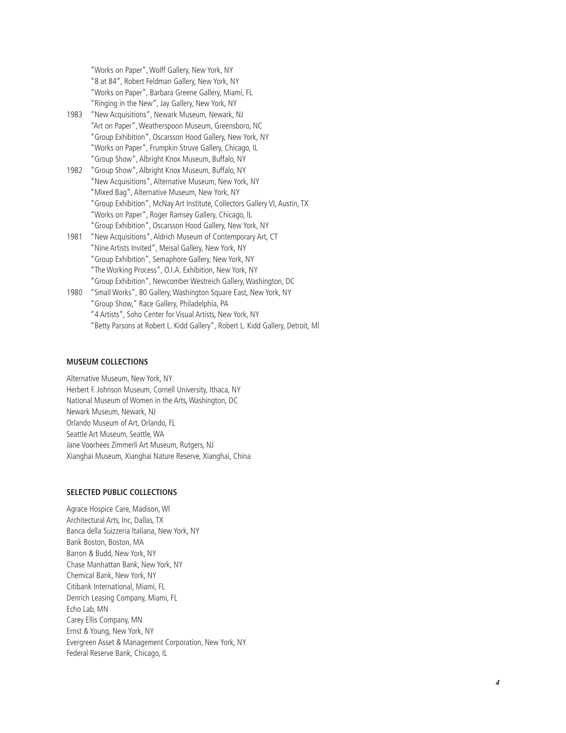"Works on Paper", Wolff Gallery, New York, NY
"8 at 84", Robert Feldman Gallery, New York, NY
"Works on Paper", Barbara Greene Gallery, Miami, FL
"Ringing in the New", Jay Gallery, New York, NY

1983 "New Acquisitions", Newark Museum, Newark, NJ
"Art on Paper", Weatherspoon Museum, Greensboro, NC
"Group Exhibition", Oscarsson Hood Gallery, New York, NY
"Works on Paper", Frumpkin Struve Gallery, Chicago, IL
"Group Show", Albright Knox Museum, Buffalo, NY

1982 "Group Show", Albright Knox Museum, Buffalo, NY
"New Acquisitions", Alternative Museum, New York, NY
"Mixed Bag", Alternative Museum, New York, NY
"Group Exhibition", McNay Art Institute, Collectors Gallery VI, Austin, TX
"Works on Paper", Roger Ramsey Gallery, Chicago, IL
"Group Exhibition", Oscarsson Hood Gallery, New York, NY

1981 "New Acquisitions", Aldrich Museum of Contemporary Art, CT
"Nine Artists Invited", Meisal Gallery, New York, NY
"Group Exhibition", Semaphore Gallery, New York, NY
"The Working Process", O.I.A. Exhibition, New York, NY
"Group Exhibition", Newcomber Westreich Gallery, Washington, DC

1980 "Small Works", 80 Gallery, Washington Square East, New York, NY
"Group Show," Race Gallery, Philadelphia, PA
"4 Artists", Soho Center for Visual Artists, New York, NY
"Betty Parsons at Robert L. Kidd Gallery", Robert L. Kidd Gallery, Detroit, MI

**MUSEUM COLLECTIONS**

Alternative Museum, New York, NY
Herbert F. Johnson Museum, Cornell University, Ithaca, NY
National Museum of Women in the Arts, Washington, DC
Newark Museum, Newark, NJ
Orlando Museum of Art, Orlando, FL
Seattle Art Museum, Seattle, WA
Jane Voorhees Zimmerli Art Museum, Rutgers, NJ
Xianghai Museum, Xianghai Nature Reserve, Xianghai, China

**SELECTED PUBLIC COLLECTIONS**

Agrace Hospice Care, Madison, WI
Architectural Arts, Inc, Dallas, TX
Banca della Suizzeria Italiana, New York, NY
Bank Boston, Boston, MA
Barron & Budd, New York, NY
Chase Manhattan Bank, New York, NY
Chemical Bank, New York, NY
Citibank International, Miami, FL
Denrich Leasing Company, Miami, FL
Echo Lab, MN
Carey Ellis Company, MN
Ernst & Young, New York, NY
Evergreen Asset & Management Corporation, New York, NY
Federal Reserve Bank, Chicago, IL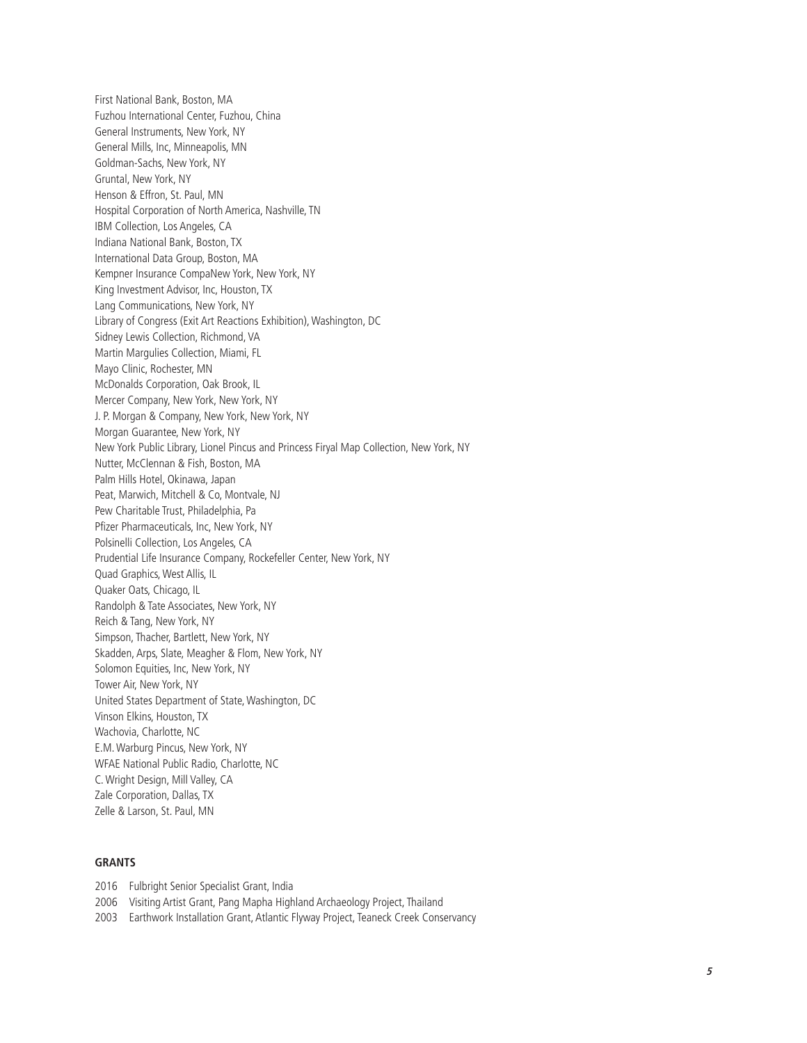First National Bank, Boston, MA
Fuzhou International Center, Fuzhou, China
General Instruments, New York, NY
General Mills, Inc, Minneapolis, MN
Goldman-Sachs, New York, NY
Gruntal, New York, NY
Henson & Effron, St. Paul, MN
Hospital Corporation of North America, Nashville, TN
IBM Collection, Los Angeles, CA
Indiana National Bank, Boston, TX
International Data Group, Boston, MA
Kempner Insurance CompaNew York, New York, NY
King Investment Advisor, Inc, Houston, TX
Lang Communications, New York, NY
Library of Congress (Exit Art Reactions Exhibition), Washington, DC
Sidney Lewis Collection, Richmond, VA
Martin Margulies Collection, Miami, FL
Mayo Clinic, Rochester, MN
McDonalds Corporation, Oak Brook, IL
Mercer Company, New York, New York, NY
J. P. Morgan & Company, New York, New York, NY
Morgan Guarantee, New York, NY
New York Public Library, Lionel Pincus and Princess Firyal Map Collection, New York, NY
Nutter, McClennan & Fish, Boston, MA
Palm Hills Hotel, Okinawa, Japan
Peat, Marwich, Mitchell & Co, Montvale, NJ
Pew Charitable Trust, Philadelphia, Pa
Pfizer Pharmaceuticals, Inc, New York, NY
Polsinelli Collection, Los Angeles, CA
Prudential Life Insurance Company, Rockefeller Center, New York, NY
Quad Graphics, West Allis, IL
Quaker Oats, Chicago, IL
Randolph & Tate Associates, New York, NY
Reich & Tang, New York, NY
Simpson, Thacher, Bartlett, New York, NY
Skadden, Arps, Slate, Meagher & Flom, New York, NY
Solomon Equities, Inc, New York, NY
Tower Air, New York, NY
United States Department of State, Washington, DC
Vinson Elkins, Houston, TX
Wachovia, Charlotte, NC
E.M. Warburg Pincus, New York, NY
WFAE National Public Radio, Charlotte, NC
C. Wright Design, Mill Valley, CA
Zale Corporation, Dallas, TX
Zelle & Larson, St. Paul, MN

## GRANTS

2016 Fulbright Senior Specialist Grant, India
2006 Visiting Artist Grant, Pang Mapha Highland Archaeology Project, Thailand
2003 Earthwork Installation Grant, Atlantic Flyway Project, Teaneck Creek Conservancy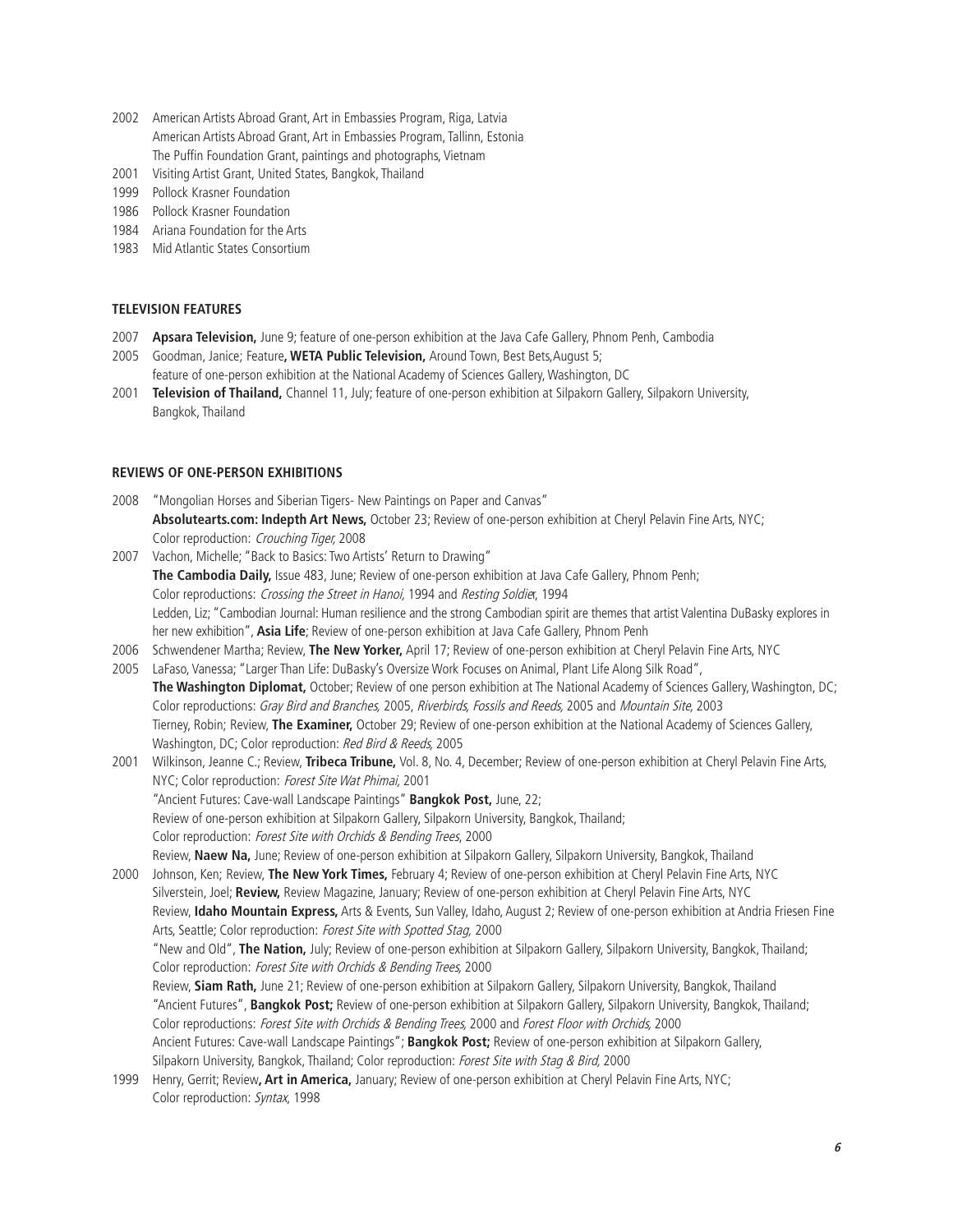2002 American Artists Abroad Grant, Art in Embassies Program, Riga, Latvia
American Artists Abroad Grant, Art in Embassies Program, Tallinn, Estonia
The Puffin Foundation Grant, paintings and photographs, Vietnam

2001 Visiting Artist Grant, United States, Bangkok, Thailand

1999 Pollock Krasner Foundation

1986 Pollock Krasner Foundation

1984 Ariana Foundation for the Arts

1983 Mid Atlantic States Consortium

**TELEVISION FEATURES**

2007 **Apsara Television,** June 9; feature of one-person exhibition at the Java Cafe Gallery, Phnom Penh, Cambodia

2005 Goodman, Janice; Feature**, WETA Public Television,** Around Town, Best Bets,August 5;
feature of one-person exhibition at the National Academy of Sciences Gallery, Washington, DC

2001 **Television of Thailand,** Channel 11, July; feature of one-person exhibition at Silpakorn Gallery, Silpakorn University, Bangkok, Thailand

**REVIEWS OF ONE-PERSON EXHIBITIONS**

2008 "Mongolian Horses and Siberian Tigers- New Paintings on Paper and Canvas"
**Absolutearts.com: Indepth Art News,** October 23; Review of one-person exhibition at Cheryl Pelavin Fine Arts, NYC;
Color reproduction: *Crouching Tiger,* 2008

2007 Vachon, Michelle; "Back to Basics: Two Artists' Return to Drawing"
**The Cambodia Daily,** Issue 483, June; Review of one-person exhibition at Java Cafe Gallery, Phnom Penh;
Color reproductions: *Crossing the Street in Hanoi,* 1994 and *Resting Soldier*, 1994
Ledden, Liz; "Cambodian Journal: Human resilience and the strong Cambodian spirit are themes that artist Valentina DuBasky explores in her new exhibition", **Asia Life**; Review of one-person exhibition at Java Cafe Gallery, Phnom Penh

2006 Schwendener Martha; Review, **The New Yorker,** April 17; Review of one-person exhibition at Cheryl Pelavin Fine Arts, NYC

2005 LaFaso, Vanessa; "Larger Than Life: DuBasky's Oversize Work Focuses on Animal, Plant Life Along Silk Road",
**The Washington Diplomat,** October; Review of one person exhibition at The National Academy of Sciences Gallery, Washington, DC;
Color reproductions: *Gray Bird and Branches,* 2005, *Riverbirds, Fossils and Reeds,* 2005 and *Mountain Site,* 2003
Tierney, Robin; Review, **The Examiner,** October 29; Review of one-person exhibition at the National Academy of Sciences Gallery, Washington, DC; Color reproduction: *Red Bird & Reeds,* 2005

2001 Wilkinson, Jeanne C.; Review, **Tribeca Tribune,** Vol. 8, No. 4, December; Review of one-person exhibition at Cheryl Pelavin Fine Arts, NYC; Color reproduction: *Forest Site Wat Phimai,* 2001
"Ancient Futures: Cave-wall Landscape Paintings" **Bangkok Post,** June, 22;
Review of one-person exhibition at Silpakorn Gallery, Silpakorn University, Bangkok, Thailand;
Color reproduction: *Forest Site with Orchids & Bending Trees*, 2000
Review, **Naew Na,** June; Review of one-person exhibition at Silpakorn Gallery, Silpakorn University, Bangkok, Thailand

2000 Johnson, Ken; Review, **The New York Times,** February 4; Review of one-person exhibition at Cheryl Pelavin Fine Arts, NYC
Silverstein, Joel; **Review,** Review Magazine, January; Review of one-person exhibition at Cheryl Pelavin Fine Arts, NYC
Review, **Idaho Mountain Express,** Arts & Events, Sun Valley, Idaho, August 2; Review of one-person exhibition at Andria Friesen Fine Arts, Seattle; Color reproduction: *Forest Site with Spotted Stag,* 2000
"New and Old", **The Nation,** July; Review of one-person exhibition at Silpakorn Gallery, Silpakorn University, Bangkok, Thailand;
Color reproduction: *Forest Site with Orchids & Bending Trees,* 2000
Review, **Siam Rath,** June 21; Review of one-person exhibition at Silpakorn Gallery, Silpakorn University, Bangkok, Thailand
"Ancient Futures", **Bangkok Post;** Review of one-person exhibition at Silpakorn Gallery, Silpakorn University, Bangkok, Thailand;
Color reproductions: *Forest Site with Orchids & Bending Trees,* 2000 and *Forest Floor with Orchids,* 2000
Ancient Futures: Cave-wall Landscape Paintings"; **Bangkok Post;** Review of one-person exhibition at Silpakorn Gallery, Silpakorn University, Bangkok, Thailand; Color reproduction: *Forest Site with Stag & Bird,* 2000

1999 Henry, Gerrit; Review**, Art in America,** January; Review of one-person exhibition at Cheryl Pelavin Fine Arts, NYC;
Color reproduction: *Syntax*, 1998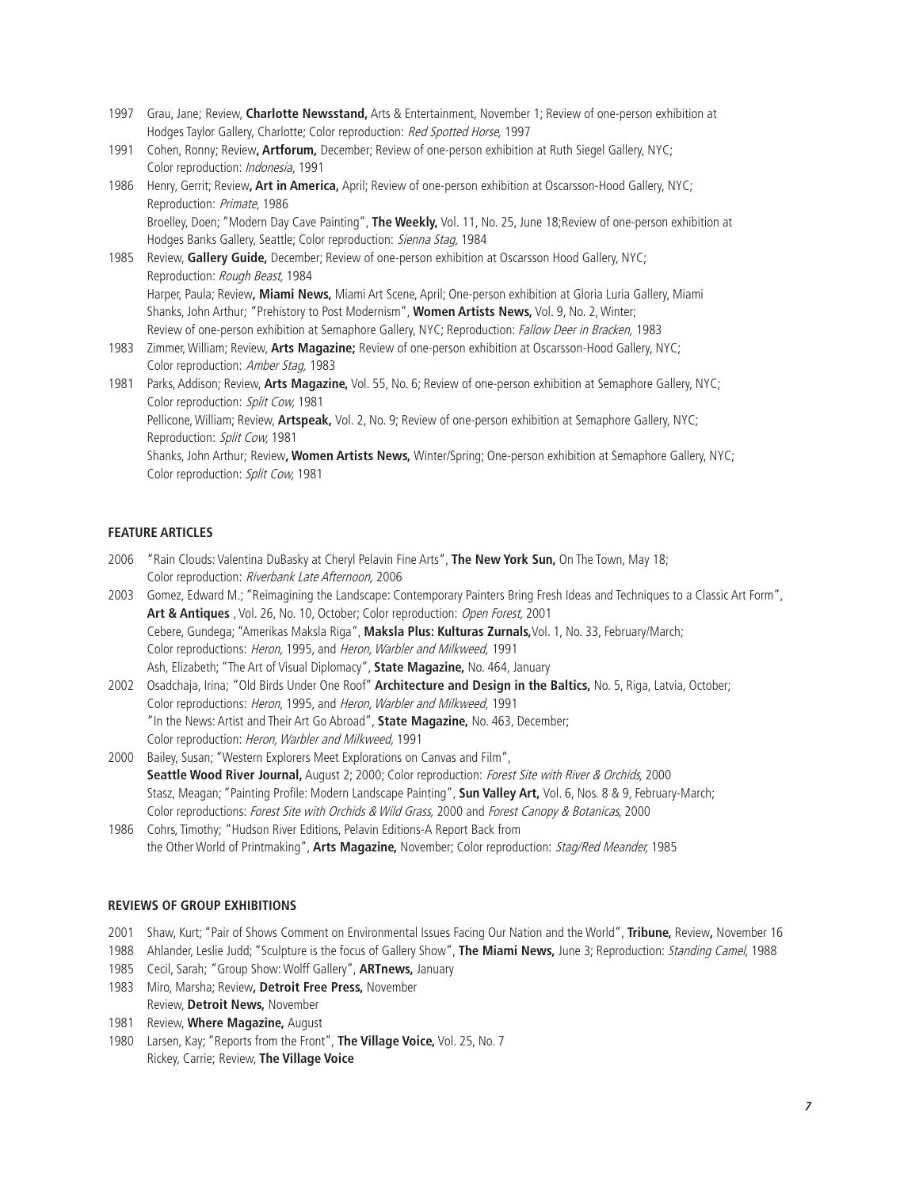1997 Grau, Jane; Review, **Charlotte Newsstand,** Arts & Entertainment, November 1; Review of one-person exhibition at Hodges Taylor Gallery, Charlotte; Color reproduction: *Red Spotted Horse,* 1997

1991 Cohen, Ronny; Review**, Artforum,** December; Review of one-person exhibition at Ruth Siegel Gallery, NYC; Color reproduction: *Indonesia*, 1991

1986 Henry, Gerrit; Review**, Art in America,** April; Review of one-person exhibition at Oscarsson-Hood Gallery, NYC; Reproduction: *Primate*, 1986
Broelley, Doen; "Modern Day Cave Painting", **The Weekly,** Vol. 11, No. 25, June 18;Review of one-person exhibition at Hodges Banks Gallery, Seattle; Color reproduction: *Sienna Stag,* 1984

1985 Review, **Gallery Guide,** December; Review of one-person exhibition at Oscarsson Hood Gallery, NYC; Reproduction: *Rough Beast,* 1984
Harper, Paula; Review**, Miami News,** Miami Art Scene, April; One-person exhibition at Gloria Luria Gallery, Miami
Shanks, John Arthur; "Prehistory to Post Modernism", **Women Artists News,** Vol. 9, No. 2, Winter; Review of one-person exhibition at Semaphore Gallery, NYC; Reproduction: *Fallow Deer in Bracken,* 1983

1983 Zimmer, William; Review, **Arts Magazine;** Review of one-person exhibition at Oscarsson-Hood Gallery, NYC; Color reproduction: *Amber Stag,* 1983

1981 Parks, Addison; Review, **Arts Magazine,** Vol. 55, No. 6; Review of one-person exhibition at Semaphore Gallery, NYC; Color reproduction: *Split Cow,* 1981
Pellicone, William; Review, **Artspeak,** Vol. 2, No. 9; Review of one-person exhibition at Semaphore Gallery, NYC; Reproduction: *Split Cow,* 1981
Shanks, John Arthur; Review**, Women Artists News,** Winter/Spring; One-person exhibition at Semaphore Gallery, NYC; Color reproduction: *Split Cow,* 1981

## FEATURE ARTICLES

2006 "Rain Clouds: Valentina DuBasky at Cheryl Pelavin Fine Arts", **The New York Sun,** On The Town, May 18; Color reproduction: *Riverbank Late Afternoon,* 2006

2003 Gomez, Edward M.; "Reimagining the Landscape: Contemporary Painters Bring Fresh Ideas and Techniques to a Classic Art Form", **Art & Antiques** , Vol. 26, No. 10, October; Color reproduction: *Open Forest,* 2001
Cebere, Gundega; "Amerikas Maksla Riga", **Maksla Plus: Kulturas Zurnals,**Vol. 1, No. 33, February/March; Color reproductions: *Heron*, 1995, and *Heron, Warbler and Milkweed,* 1991
Ash, Elizabeth; "The Art of Visual Diplomacy", **State Magazine,** No. 464, January

2002 Osadchaja, Irina; "Old Birds Under One Roof" **Architecture and Design in the Baltics,** No. 5, Riga, Latvia, October; Color reproductions: *Heron*, 1995, and *Heron, Warbler and Milkweed,* 1991
"In the News: Artist and Their Art Go Abroad", **State Magazine,** No. 463, December; Color reproduction: *Heron, Warbler and Milkweed,* 1991

2000 Bailey, Susan; "Western Explorers Meet Explorations on Canvas and Film", **Seattle Wood River Journal,** August 2; 2000; Color reproduction: *Forest Site with River & Orchids,* 2000
Stasz, Meagan; "Painting Profile: Modern Landscape Painting", **Sun Valley Art,** Vol. 6, Nos. 8 & 9, February-March; Color reproductions: *Forest Site with Orchids & Wild Grass,* 2000 and *Forest Canopy & Botanicas,* 2000

1986 Cohrs, Timothy; "Hudson River Editions, Pelavin Editions-A Report Back from the Other World of Printmaking", **Arts Magazine,** November; Color reproduction: *Stag/Red Meander,* 1985

## REVIEWS OF GROUP EXHIBITIONS

2001 Shaw, Kurt; "Pair of Shows Comment on Environmental Issues Facing Our Nation and the World", **Tribune,** Review**,** November 16

1988 Ahlander, Leslie Judd; "Sculpture is the focus of Gallery Show", **The Miami News,** June 3; Reproduction: *Standing Camel,* 1988

1985 Cecil, Sarah; "Group Show: Wolff Gallery", **ARTnews,** January

1983 Miro, Marsha; Review**, Detroit Free Press,** November
Review, **Detroit News,** November

1981 Review, **Where Magazine,** August

1980 Larsen, Kay; "Reports from the Front", **The Village Voice,** Vol. 25, No. 7
Rickey, Carrie; Review, **The Village Voice**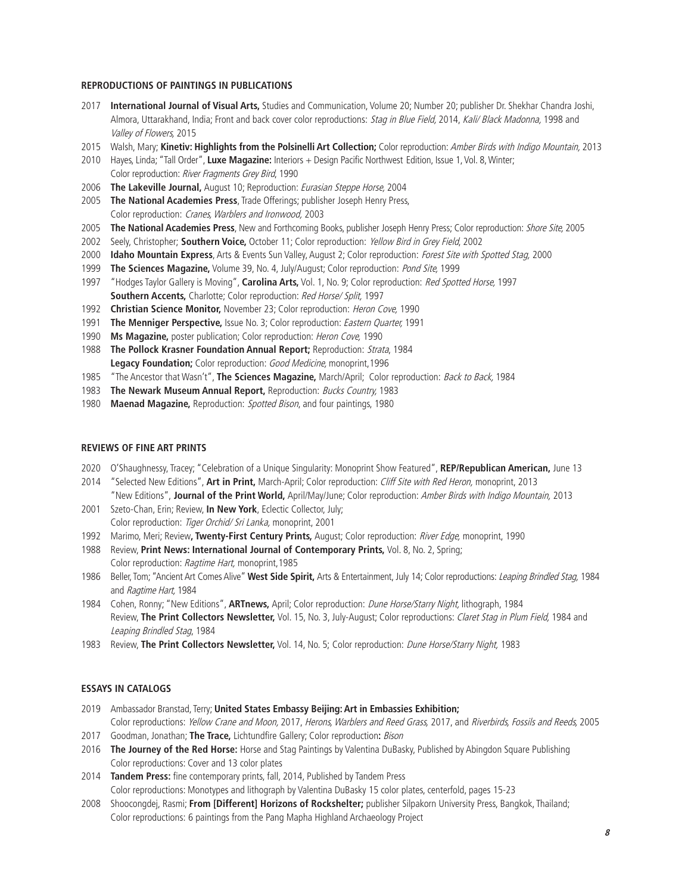### REPRODUCTIONS OF PAINTINGS IN PUBLICATIONS

2017 **International Journal of Visual Arts,** Studies and Communication, Volume 20; Number 20; publisher Dr. Shekhar Chandra Joshi, Almora, Uttarakhand, India; Front and back cover color reproductions: *Stag in Blue Field,* 2014, *Kali/ Black Madonna,* 1998 and *Valley of Flowers,* 2015

2015 Walsh, Mary; **Kinetiv: Highlights from the Polsinelli Art Collection;** Color reproduction: *Amber Birds with Indigo Mountain,* 2013

2010 Hayes, Linda; "Tall Order", **Luxe Magazine:** Interiors + Design Pacific Northwest Edition, Issue 1, Vol. 8, Winter; Color reproduction: *River Fragments Grey Bird*, 1990

2006 **The Lakeville Journal,** August 10; Reproduction: *Eurasian Steppe Horse,* 2004

2005 **The National Academies Press**, Trade Offerings; publisher Joseph Henry Press, Color reproduction: *Cranes, Warblers and Ironwood,* 2003

2005 **The National Academies Press**, New and Forthcoming Books, publisher Joseph Henry Press; Color reproduction: *Shore Site,* 2005

2002 Seely, Christopher; **Southern Voice,** October 11; Color reproduction: *Yellow Bird in Grey Field*, 2002

2000 **Idaho Mountain Express**, Arts & Events Sun Valley, August 2; Color reproduction: *Forest Site with Spotted Stag,* 2000

1999 **The Sciences Magazine,** Volume 39, No. 4, July/August; Color reproduction: *Pond Site,* 1999

1997 "Hodges Taylor Gallery is Moving", **Carolina Arts,** Vol. 1, No. 9; Color reproduction: *Red Spotted Horse,* 1997
**Southern Accents,** Charlotte; Color reproduction: *Red Horse/ Split,* 1997

1992 **Christian Science Monitor,** November 23; Color reproduction: *Heron Cove,* 1990

1991 **The Menniger Perspective,** Issue No. 3; Color reproduction: *Eastern Quarter,* 1991

1990 **Ms Magazine,** poster publication; Color reproduction: *Heron Cove,* 1990

1988 **The Pollock Krasner Foundation Annual Report;** Reproduction: *Strata*, 1984
**Legacy Foundation;** Color reproduction: *Good Medicine,* monoprint,1996

1985 "The Ancestor that Wasn't", **The Sciences Magazine,** March/April; Color reproduction: *Back to Back,* 1984

1983 **The Newark Museum Annual Report,** Reproduction: *Bucks Country,* 1983

1980 **Maenad Magazine,** Reproduction: *Spotted Bison*, and four paintings, 1980

### REVIEWS OF FINE ART PRINTS

2020 O'Shaughnessy, Tracey; "Celebration of a Unique Singularity: Monoprint Show Featured", **REP/Republican American,** June 13

2014 "Selected New Editions", **Art in Print,** March-April; Color reproduction: *Cliff Site with Red Heron,* monoprint, 2013
"New Editions", **Journal of the Print World,** April/May/June; Color reproduction: *Amber Birds with Indigo Mountain,* 2013

2001 Szeto-Chan, Erin; Review, **In New York**, Eclectic Collector, July; Color reproduction: *Tiger Orchid/ Sri Lanka,* monoprint, 2001

1992 Marimo, Meri; Review**, Twenty-First Century Prints,** August; Color reproduction: *River Edge,* monoprint, 1990

1988 Review, **Print News: International Journal of Contemporary Prints,** Vol. 8, No. 2, Spring; Color reproduction: *Ragtime Hart,* monoprint,1985

1986 Beller, Tom; "Ancient Art Comes Alive" **West Side Spirit,** Arts & Entertainment, July 14; Color reproductions: *Leaping Brindled Stag,* 1984 and *Ragtime Hart,* 1984

1984 Cohen, Ronny; "New Editions", **ARTnews,** April; Color reproduction: *Dune Horse/Starry Night,* lithograph, 1984
Review, **The Print Collectors Newsletter,** Vol. 15, No. 3, July-August; Color reproductions: *Claret Stag in Plum Field,* 1984 and *Leaping Brindled Stag*, 1984

1983 Review, **The Print Collectors Newsletter,** Vol. 14, No. 5; Color reproduction: *Dune Horse/Starry Night,* 1983

### ESSAYS IN CATALOGS

2019 Ambassador Branstad, Terry; **United States Embassy Beijing: Art in Embassies Exhibition;** Color reproductions: *Yellow Crane and Moon,* 2017, *Herons, Warblers and Reed Grass,* 2017, and *Riverbirds, Fossils and Reeds,* 2005

2017 Goodman, Jonathan; **The Trace,** Lichtundfire Gallery; Color reproduction**:** *Bison*

2016 **The Journey of the Red Horse:** Horse and Stag Paintings by Valentina DuBasky, Published by Abingdon Square Publishing Color reproductions: Cover and 13 color plates

2014 **Tandem Press:** fine contemporary prints, fall, 2014, Published by Tandem Press Color reproductions: Monotypes and lithograph by Valentina DuBasky 15 color plates, centerfold, pages 15-23

2008 Shoocongdej, Rasmi; **From [Different] Horizons of Rockshelter;** publisher Silpakorn University Press, Bangkok, Thailand; Color reproductions: 6 paintings from the Pang Mapha Highland Archaeology Project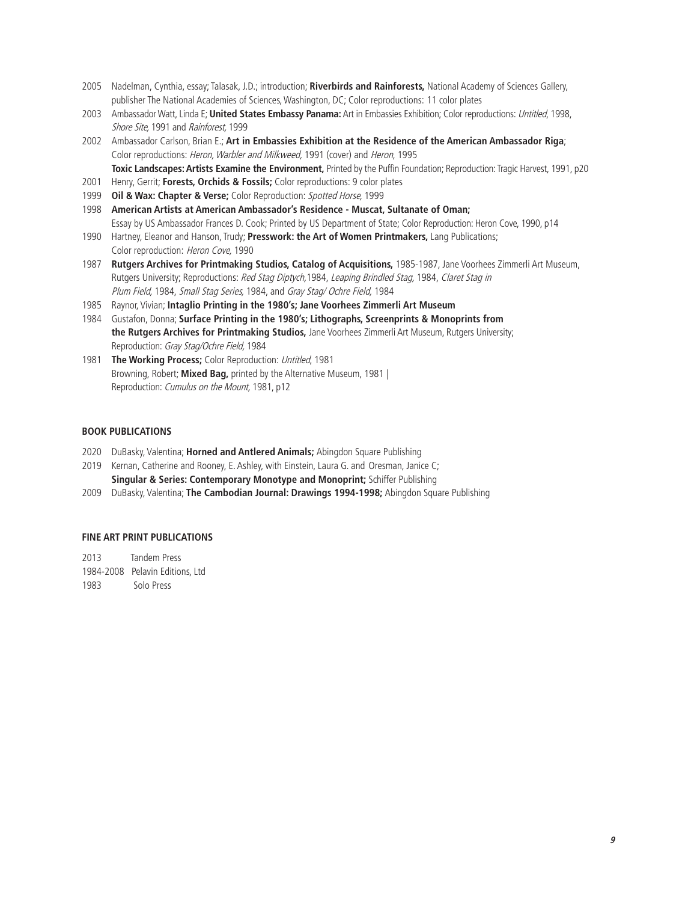2005 Nadelman, Cynthia, essay; Talasak, J.D.; introduction; **Riverbirds and Rainforests,** National Academy of Sciences Gallery, publisher The National Academies of Sciences, Washington, DC; Color reproductions: 11 color plates

2003 Ambassador Watt, Linda E; **United States Embassy Panama:** Art in Embassies Exhibition; Color reproductions: *Untitled*, 1998, *Shore Site*, 1991 and *Rainforest*, 1999

2002 Ambassador Carlson, Brian E.; **Art in Embassies Exhibition at the Residence of the American Ambassador Riga**; Color reproductions: *Heron, Warbler and Milkweed*, 1991 (cover) and *Heron*, 1995
**Toxic Landscapes: Artists Examine the Environment,** Printed by the Puffin Foundation; Reproduction: Tragic Harvest, 1991, p20

2001 Henry, Gerrit; **Forests, Orchids & Fossils;** Color reproductions: 9 color plates

1999 **Oil & Wax: Chapter & Verse;** Color Reproduction: *Spotted Horse*, 1999

1998 **American Artists at American Ambassador's Residence - Muscat, Sultanate of Oman;**
Essay by US Ambassador Frances D. Cook; Printed by US Department of State; Color Reproduction: Heron Cove, 1990, p14

1990 Hartney, Eleanor and Hanson, Trudy; **Presswork: the Art of Women Printmakers,** Lang Publications; Color reproduction: *Heron Cove*, 1990

1987 **Rutgers Archives for Printmaking Studios, Catalog of Acquisitions,** 1985-1987, Jane Voorhees Zimmerli Art Museum, Rutgers University; Reproductions: *Red Stag Diptych*,1984, *Leaping Brindled Stag*, 1984, *Claret Stag in Plum Field*, 1984, *Small Stag Series*, 1984, and *Gray Stag/ Ochre Field*, 1984

1985 Raynor, Vivian; **Intaglio Printing in the 1980's; Jane Voorhees Zimmerli Art Museum**

1984 Gustafon, Donna; **Surface Printing in the 1980's; Lithographs, Screenprints & Monoprints from the Rutgers Archives for Printmaking Studios,** Jane Voorhees Zimmerli Art Museum, Rutgers University; Reproduction: *Gray Stag/Ochre Field*, 1984

1981 **The Working Process;** Color Reproduction: *Untitled*, 1981
Browning, Robert; **Mixed Bag,** printed by the Alternative Museum, 1981 | Reproduction: *Cumulus on the Mount*, 1981, p12

**BOOK PUBLICATIONS**

2020 DuBasky, Valentina; **Horned and Antlered Animals;** Abingdon Square Publishing

2019 Kernan, Catherine and Rooney, E. Ashley, with Einstein, Laura G. and Oresman, Janice C;
**Singular & Series: Contemporary Monotype and Monoprint;** Schiffer Publishing

2009 DuBasky, Valentina; **The Cambodian Journal: Drawings 1994-1998;** Abingdon Square Publishing

**FINE ART PRINT PUBLICATIONS**

2013 Tandem Press

1984-2008 Pelavin Editions, Ltd

1983 Solo Press